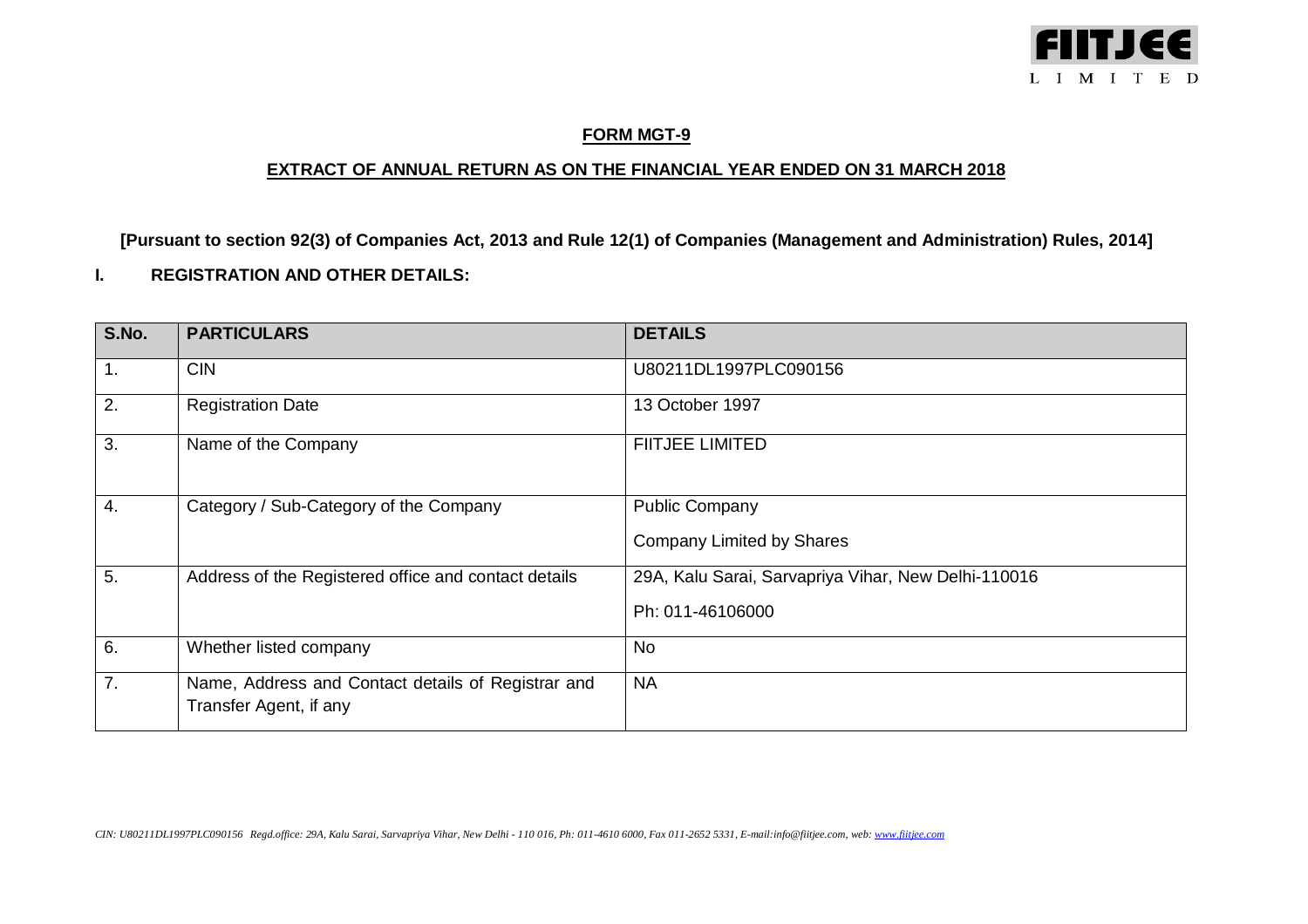## FORM MGT-9

## EXTRACT OF ANNUAL RETURN AS ON THE FINANCIAL YEAR ENDED ON 31 MARCH 2018

**[Pursuant to section 92(3) of Companies Act, 2013 and Rule 12(1) of Companies (Management and Administration) Rules, 2014]**

### I. REGISTRATION AND OTHER DETAILS:

| S.No. | PARTICULARS | DETAILS |
|---|---|---|
| 1. | CIN | U80211DL1997PLC090156 |
| 2. | Registration Date | 13 October 1997 |
| 3. | Name of the Company | FIITJEE LIMITED |
| 4. | Category / Sub-Category of the Company | Public Company<br>Company Limited by Shares |
| 5. | Address of the Registered office and contact details | 29A, Kalu Sarai, Sarvapriya Vihar, New Delhi-110016<br>Ph: 011-46106000 |
| 6. | Whether listed company | No |
| 7. | Name, Address and Contact details of Registrar and Transfer Agent, if any | NA |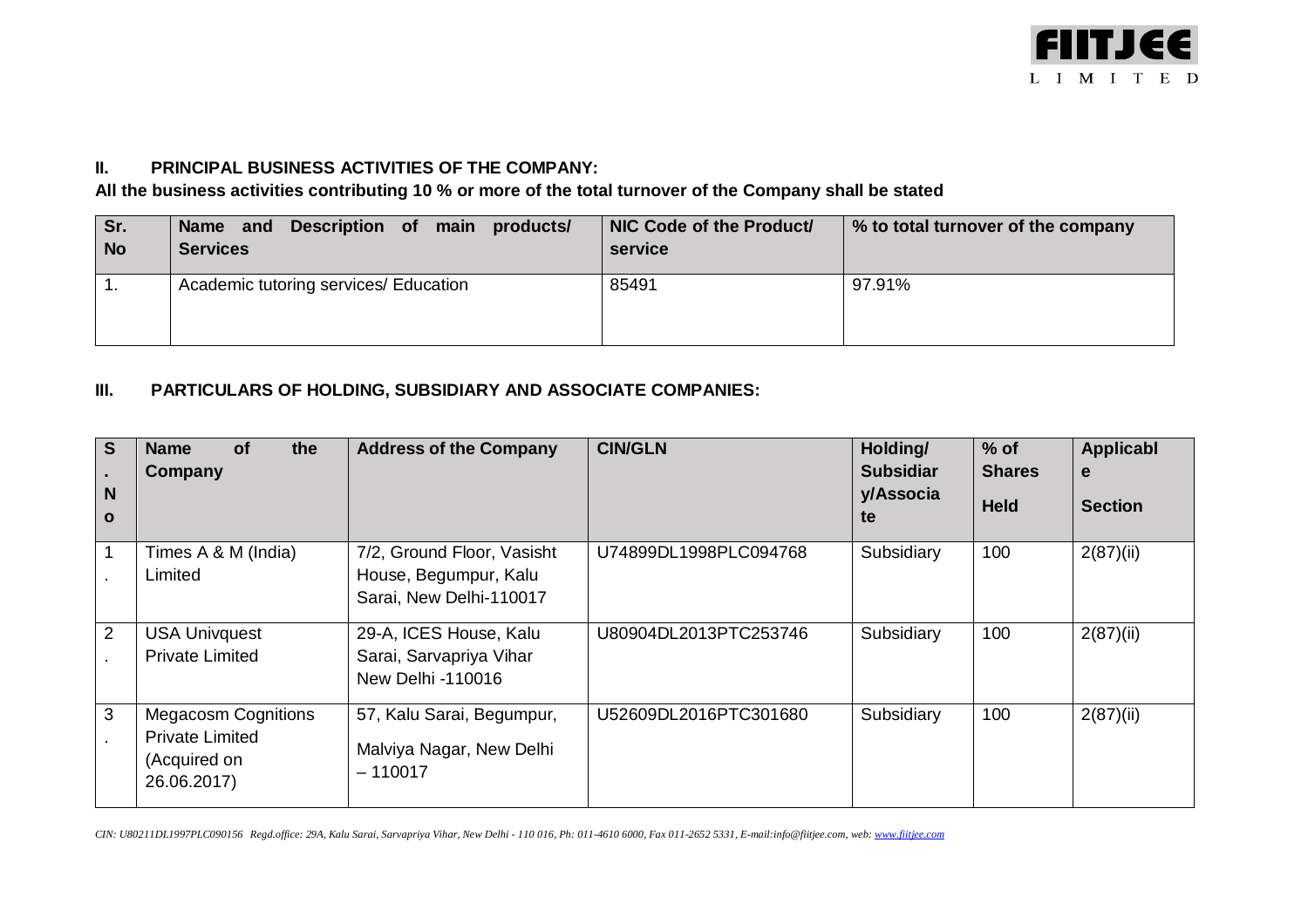## II. PRINCIPAL BUSINESS ACTIVITIES OF THE COMPANY:

**All the business activities contributing 10 % or more of the total turnover of the Company shall be stated**

| Sr. No | Name and Description of main products/ Services | NIC Code of the Product/ service | % to total turnover of the company |
|---|---|---|---|
| 1. | Academic tutoring services/ Education | 85491 | 97.91% |

## III. PARTICULARS OF HOLDING, SUBSIDIARY AND ASSOCIATE COMPANIES:

| S. No | Name of the Company | Address of the Company | CIN/GLN | Holding/ Subsidiary/Associate | % of Shares Held | Applicable Section |
|---|---|---|---|---|---|---|
| 1. | Times A & M (India) Limited | 7/2, Ground Floor, Vasisht House, Begumpur, Kalu Sarai, New Delhi-110017 | U74899DL1998PLC094768 | Subsidiary | 100 | 2(87)(ii) |
| 2. | USA Univquest Private Limited | 29-A, ICES House, Kalu Sarai, Sarvapriya Vihar New Delhi -110016 | U80904DL2013PTC253746 | Subsidiary | 100 | 2(87)(ii) |
| 3. | Megacosm Cognitions Private Limited (Acquired on 26.06.2017) | 57, Kalu Sarai, Begumpur, Malviya Nagar, New Delhi – 110017 | U52609DL2016PTC301680 | Subsidiary | 100 | 2(87)(ii) |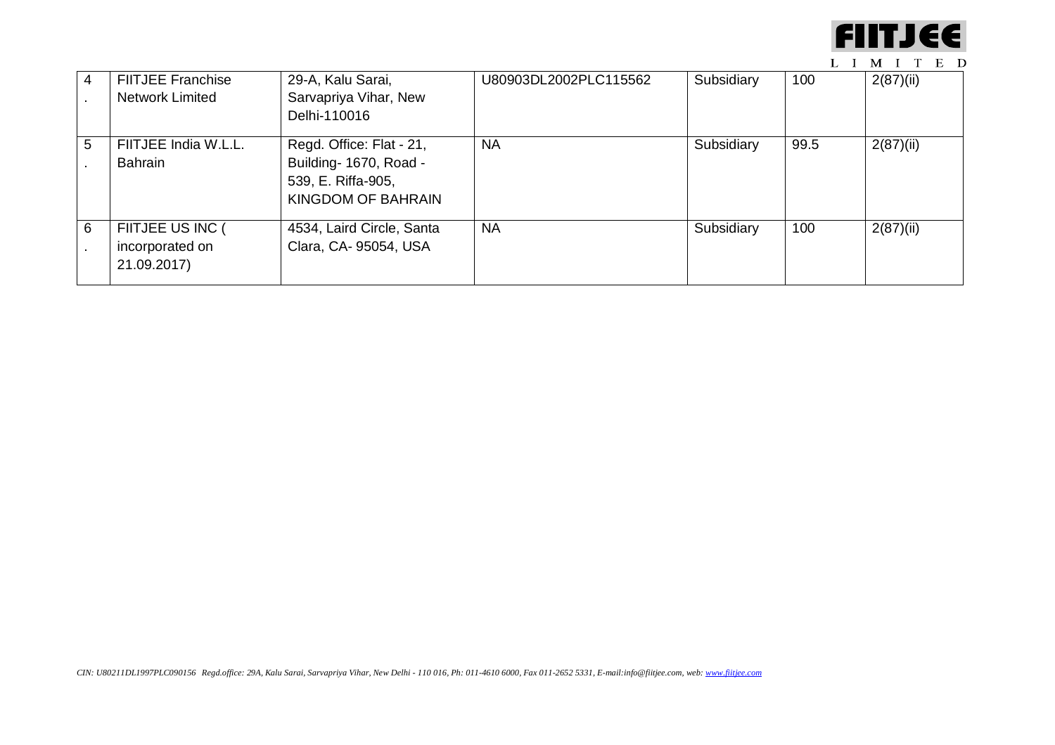| 4. | FIITJEE Franchise Network Limited | 29-A, Kalu Sarai, Sarvapriya Vihar, New Delhi-110016 | U80903DL2002PLC115562 | Subsidiary | 100 | 2(87)(ii) |
|---|---|---|---|---|---|---|
| 5. | FIITJEE India W.L.L. Bahrain | Regd. Office: Flat - 21, Building- 1670, Road - 539, E. Riffa-905, KINGDOM OF BAHRAIN | NA | Subsidiary | 99.5 | 2(87)(ii) |
| 6. | FIITJEE US INC ( incorporated on 21.09.2017) | 4534, Laird Circle, Santa Clara, CA- 95054, USA | NA | Subsidiary | 100 | 2(87)(ii) |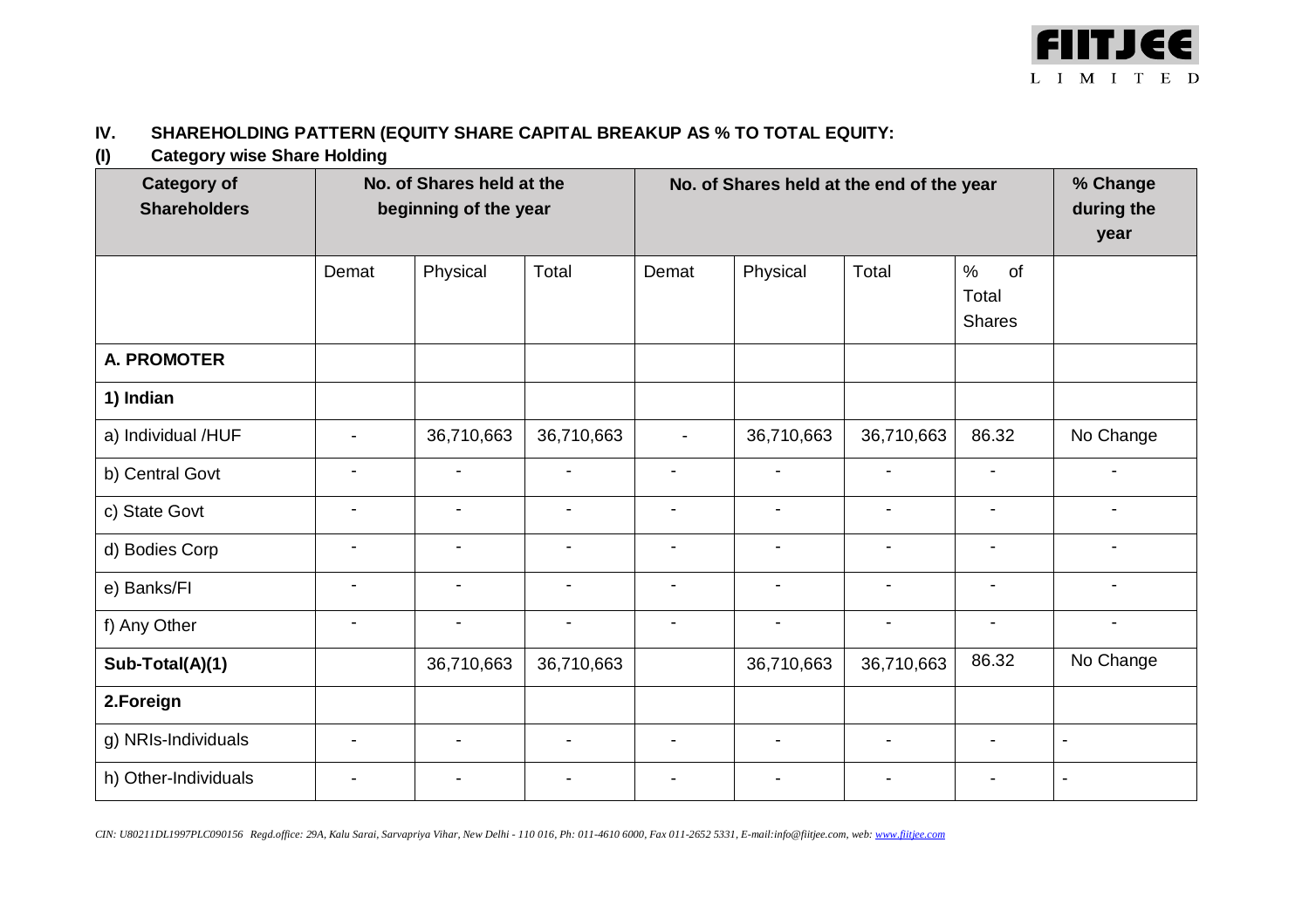### IV. SHAREHOLDING PATTERN (EQUITY SHARE CAPITAL BREAKUP AS % TO TOTAL EQUITY:

### (I) Category wise Share Holding

| Category of Shareholders | No. of Shares held at the beginning of the year | | | No. of Shares held at the end of the year | | | | % Change during the year |
|---|---|---|---|---|---|---|---|---|
| | Demat | Physical | Total | Demat | Physical | Total | % of Total Shares | |
| **A. PROMOTER** | | | | | | | | |
| **1) Indian** | | | | | | | | |
| a) Individual /HUF | - | 36,710,663 | 36,710,663 | - | 36,710,663 | 36,710,663 | 86.32 | No Change |
| b) Central Govt | - | - | - | - | - | - | - | - |
| c) State Govt | - | - | - | - | - | - | - | - |
| d) Bodies Corp | - | - | - | - | - | - | - | - |
| e) Banks/FI | - | - | - | - | - | - | - | - |
| f) Any Other | - | - | - | - | - | - | - | - |
| **Sub-Total(A)(1)** | | 36,710,663 | 36,710,663 | | 36,710,663 | 36,710,663 | 86.32 | No Change |
| **2.Foreign** | | | | | | | | |
| g) NRIs-Individuals | - | - | - | - | - | - | - | - |
| h) Other-Individuals | - | - | - | - | - | - | - | - |

*CIN: U80211DL1997PLC090156 Regd.office: 29A, Kalu Sarai, Sarvapriya Vihar, New Delhi - 110 016, Ph: 011-4610 6000, Fax 011-2652 5331, E-mail:info@fiitjee.com, web: www.fiitjee.com*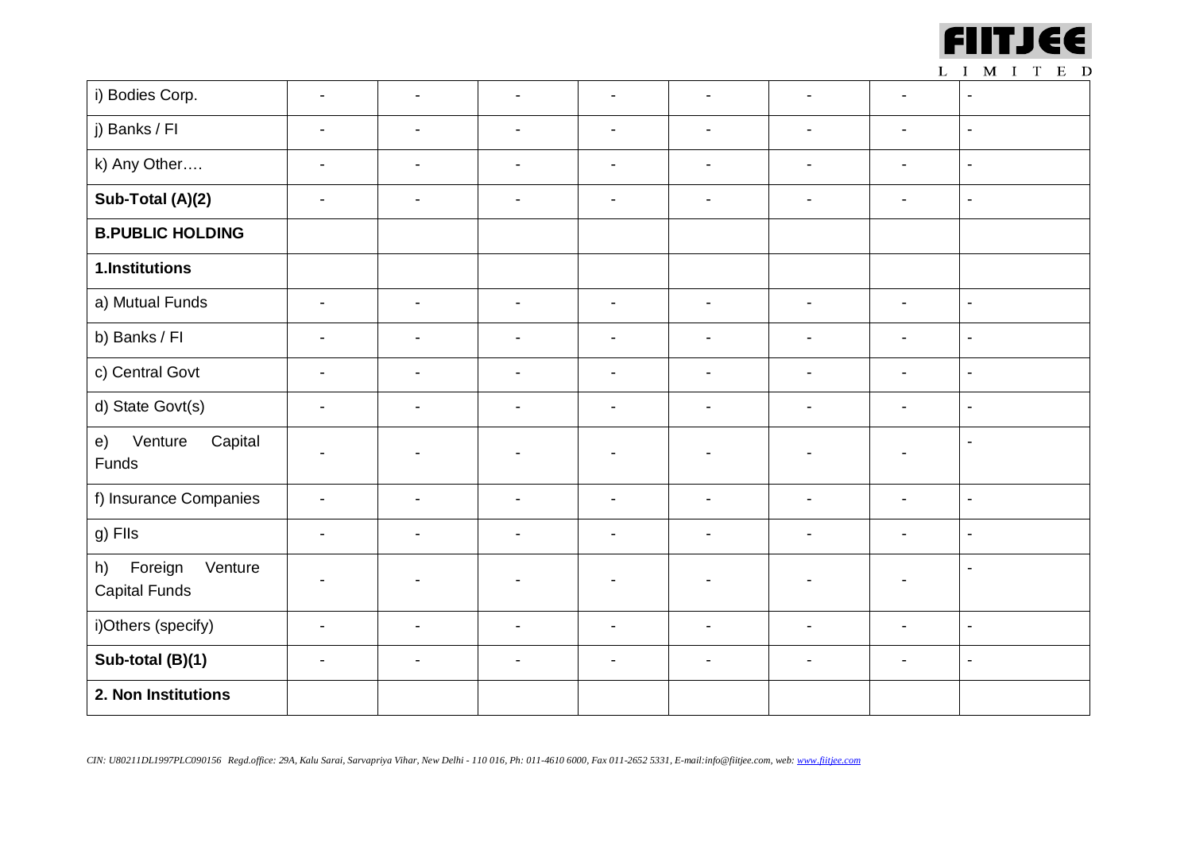| | | | | | | | | |
|---|---|---|---|---|---|---|---|---|
| i) Bodies Corp. | - | - | - | - | - | - | - | - |
| j) Banks / FI | - | - | - | - | - | - | - | - |
| k) Any Other…. | - | - | - | - | - | - | - | - |
| **Sub-Total (A)(2)** | - | - | - | - | - | - | - | - |
| **B.PUBLIC HOLDING** | | | | | | | | |
| **1.Institutions** | | | | | | | | |
| a) Mutual Funds | - | - | - | - | - | - | - | - |
| b) Banks / FI | - | - | - | - | - | - | - | - |
| c) Central Govt | - | - | - | - | - | - | - | - |
| d) State Govt(s) | - | - | - | - | - | - | - | - |
| e) Venture Capital Funds | - | - | - | - | - | - | - | - |
| f) Insurance Companies | - | - | - | - | - | - | - | - |
| g) FIIs | - | - | - | - | - | - | - | - |
| h) Foreign Venture Capital Funds | - | - | - | - | - | - | - | - |
| i)Others (specify) | - | - | - | - | - | - | - | - |
| **Sub-total (B)(1)** | - | - | - | - | - | - | - | - |
| **2. Non Institutions** | | | | | | | | |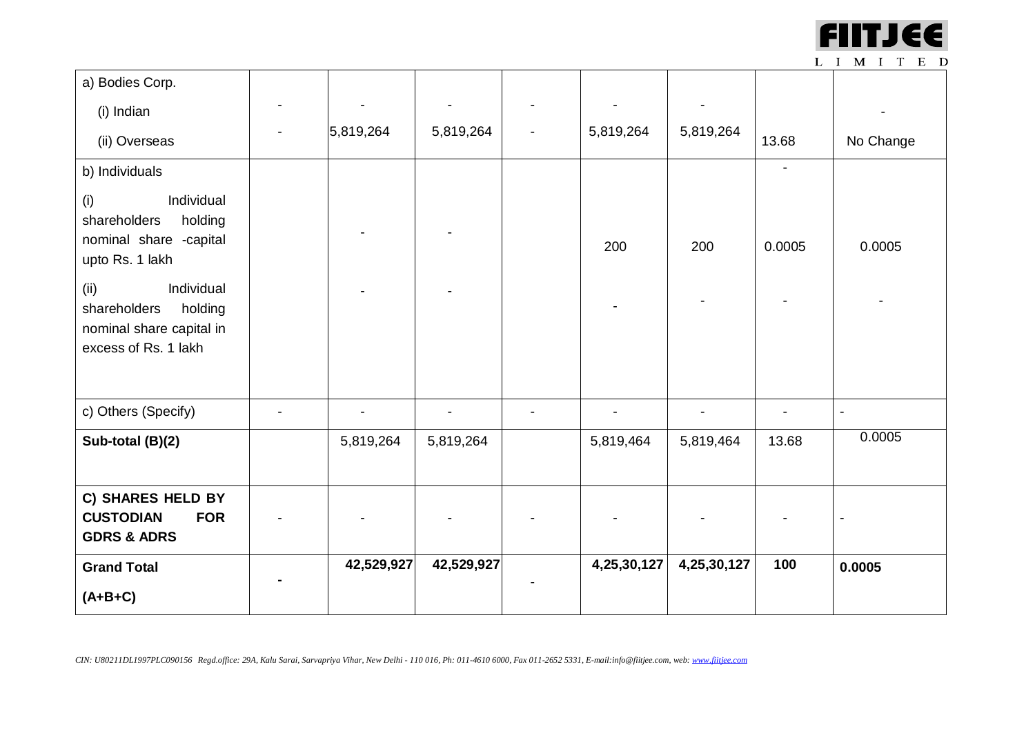| a) Bodies Corp. | | | | | | | | |
|---|---|---|---|---|---|---|---|---|
| (i) Indian | - | - | - | - | - | - | | - |
| (ii) Overseas | - | 5,819,264 | 5,819,264 | - | 5,819,264 | 5,819,264 | 13.68 | No Change |
| b) Individuals | | | | | | | - | |
| (i) Individual shareholders holding nominal share -capital upto Rs. 1 lakh | | - | - | | 200 | 200 | 0.0005 | 0.0005 |
| (ii) Individual shareholders holding nominal share capital in excess of Rs. 1 lakh | | - | - | | - | - | - | - |
| c) Others (Specify) | - | - | - | - | - | - | - | - |
| **Sub-total (B)(2)** | | 5,819,264 | 5,819,264 | | 5,819,464 | 5,819,464 | 13.68 | 0.0005 |
| **C) SHARES HELD BY CUSTODIAN FOR GDRS & ADRS** | - | - | - | - | - | - | - | - |
| **Grand Total (A+B+C)** | - | **42,529,927** | **42,529,927** | - | **4,25,30,127** | **4,25,30,127** | **100** | **0.0005** |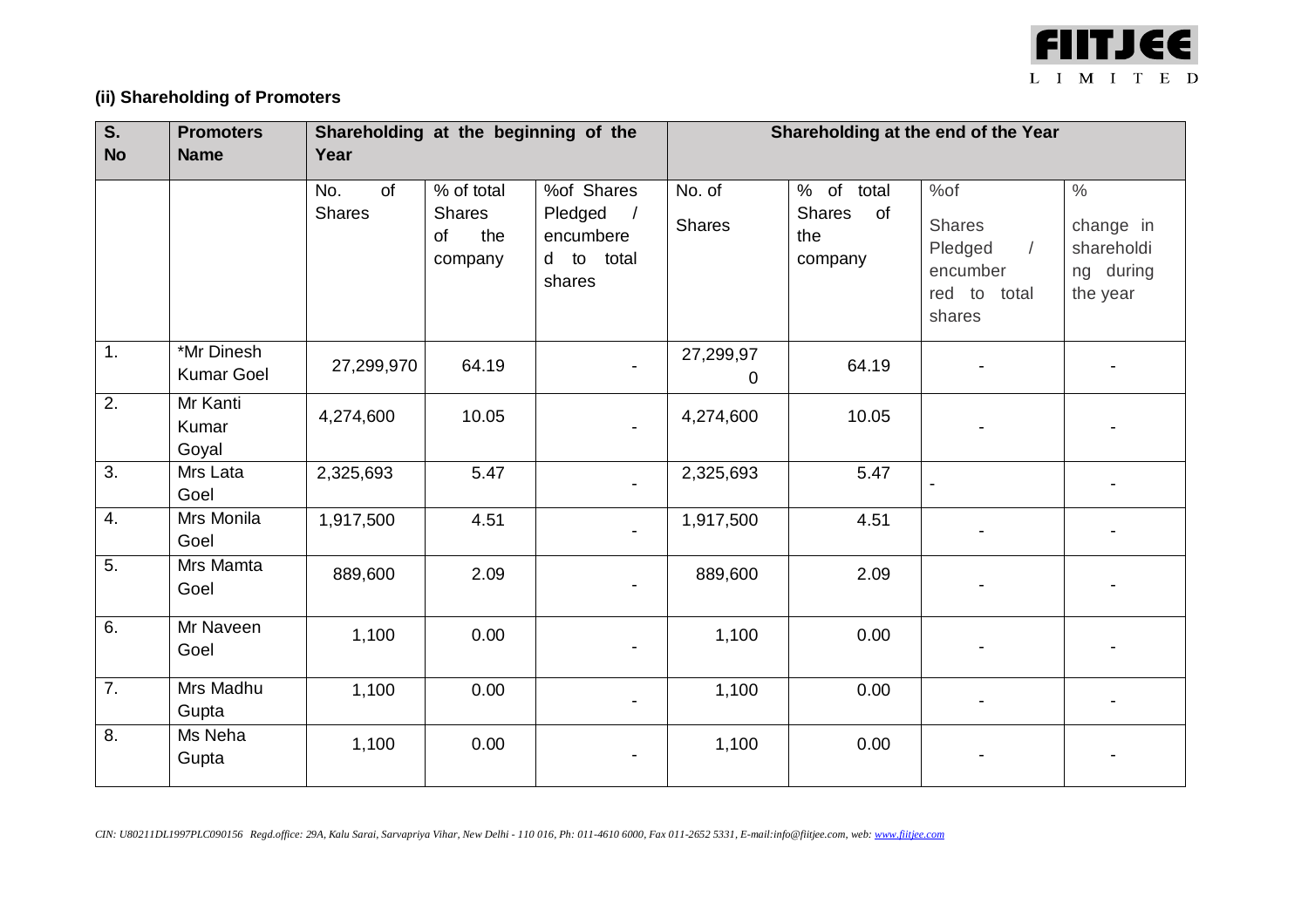### (ii) Shareholding of Promoters

| S. No | Promoters Name | Shareholding at the beginning of the Year | | | Shareholding at the end of the Year | | | |
|---|---|---|---|---|---|---|---|---|
| | | No. of Shares | % of total Shares of the company | %of Shares Pledged / encumbered to total shares | No. of Shares | % of total Shares of the company | %of Shares Pledged / encumbered to total shares | % change in shareholding during the year |
| 1. | *Mr Dinesh Kumar Goel | 27,299,970 | 64.19 | - | 27,299,970 | 64.19 | - | - |
| 2. | Mr Kanti Kumar Goyal | 4,274,600 | 10.05 | - | 4,274,600 | 10.05 | - | - |
| 3. | Mrs Lata Goel | 2,325,693 | 5.47 | - | 2,325,693 | 5.47 | - | - |
| 4. | Mrs Monila Goel | 1,917,500 | 4.51 | - | 1,917,500 | 4.51 | - | - |
| 5. | Mrs Mamta Goel | 889,600 | 2.09 | - | 889,600 | 2.09 | - | - |
| 6. | Mr Naveen Goel | 1,100 | 0.00 | - | 1,100 | 0.00 | - | - |
| 7. | Mrs Madhu Gupta | 1,100 | 0.00 | - | 1,100 | 0.00 | - | - |
| 8. | Ms Neha Gupta | 1,100 | 0.00 | - | 1,100 | 0.00 | - | - |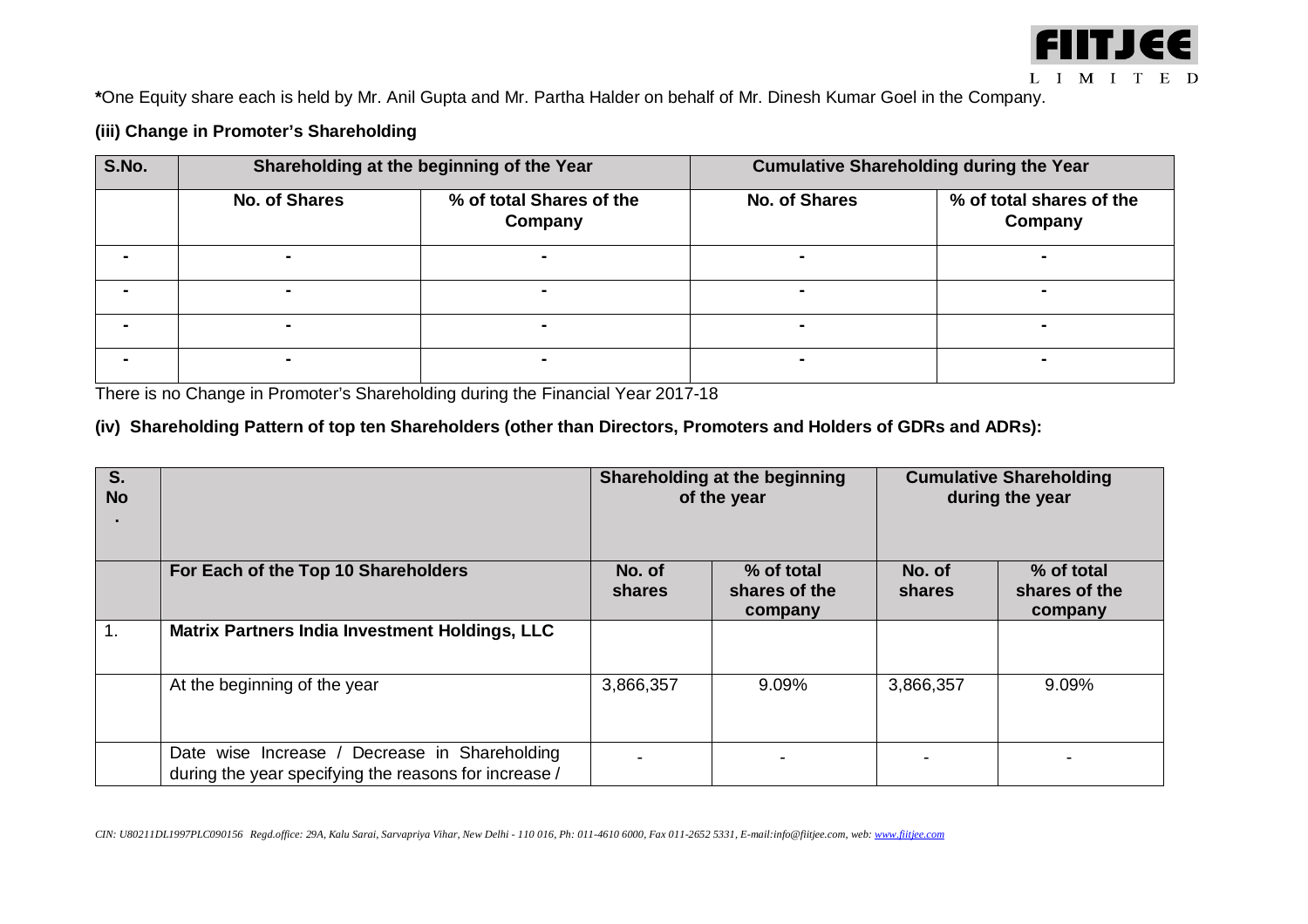*One Equity share each is held by Mr. Anil Gupta and Mr. Partha Halder on behalf of Mr. Dinesh Kumar Goel in the Company.

**(iii) Change in Promoter's Shareholding**

| S.No. | Shareholding at the beginning of the Year | | Cumulative Shareholding during the Year | |
|---|---|---|---|---|
| | No. of Shares | % of total Shares of the Company | No. of Shares | % of total shares of the Company |
| - | - | - | - | - |
| - | - | - | - | - |
| - | - | - | - | - |
| - | - | - | - | - |

There is no Change in Promoter's Shareholding during the Financial Year 2017-18

**(iv) Shareholding Pattern of top ten Shareholders (other than Directors, Promoters and Holders of GDRs and ADRs):**

| S. No. | | Shareholding at the beginning of the year | | Cumulative Shareholding during the year | |
|---|---|---|---|---|---|
| | **For Each of the Top 10 Shareholders** | **No. of shares** | **% of total shares of the company** | **No. of shares** | **% of total shares of the company** |
| 1. | **Matrix Partners India Investment Holdings, LLC** | | | | |
| | At the beginning of the year | 3,866,357 | 9.09% | 3,866,357 | 9.09% |
| | Date wise Increase / Decrease in Shareholding during the year specifying the reasons for increase / | - | - | - | - |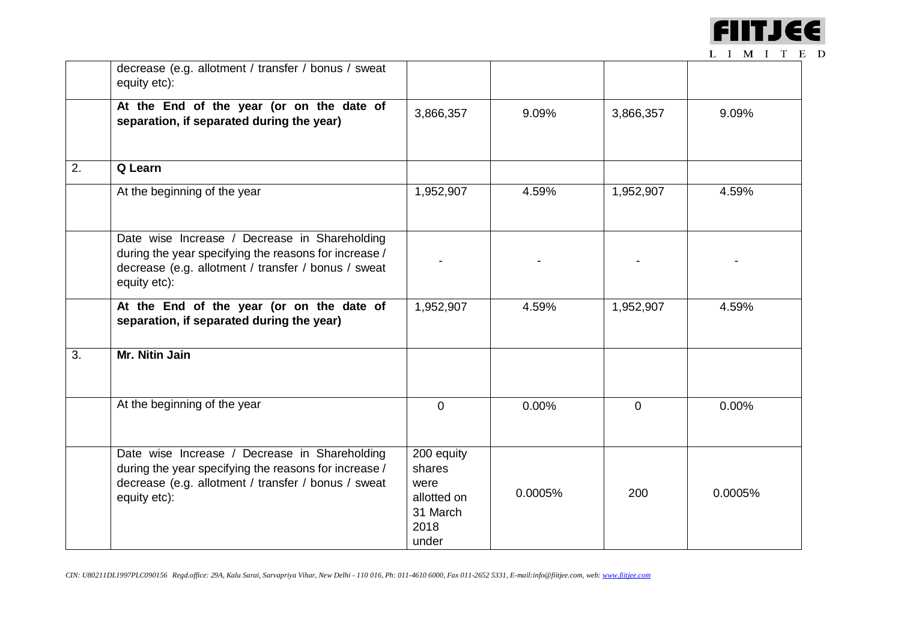|  |  |  |  |  |  |
|---|---|---|---|---|---|
|  | decrease (e.g. allotment / transfer / bonus / sweat equity etc): |  |  |  |  |
|  | **At the End of the year (or on the date of separation, if separated during the year)** | 3,866,357 | 9.09% | 3,866,357 | 9.09% |
| 2. | **Q Learn** |  |  |  |  |
|  | At the beginning of the year | 1,952,907 | 4.59% | 1,952,907 | 4.59% |
|  | Date wise Increase / Decrease in Shareholding during the year specifying the reasons for increase / decrease (e.g. allotment / transfer / bonus / sweat equity etc): | - | - | - | - |
|  | **At the End of the year (or on the date of separation, if separated during the year)** | 1,952,907 | 4.59% | 1,952,907 | 4.59% |
| 3. | **Mr. Nitin Jain** |  |  |  |  |
|  | At the beginning of the year | 0 | 0.00% | 0 | 0.00% |
|  | Date wise Increase / Decrease in Shareholding during the year specifying the reasons for increase / decrease (e.g. allotment / transfer / bonus / sweat equity etc): | 200 equity shares were allotted on 31 March 2018 under | 0.0005% | 200 | 0.0005% |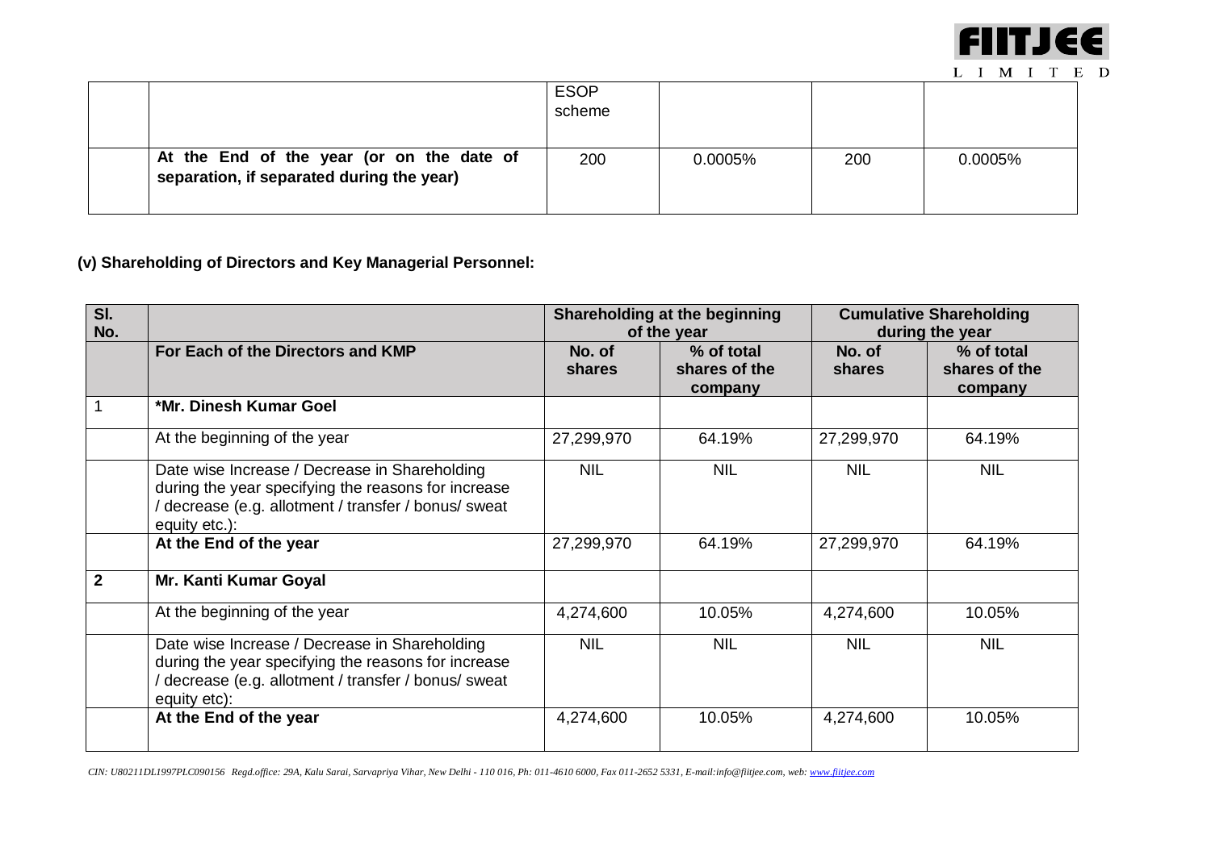|  |  | ESOP scheme |  |  |  |
|---|---|---|---|---|---|
|  | **At the End of the year (or on the date of separation, if separated during the year)** | 200 | 0.0005% | 200 | 0.0005% |

**(v) Shareholding of Directors and Key Managerial Personnel:**

| Sl. No. |  | Shareholding at the beginning of the year |  | Cumulative Shareholding during the year |  |
|---|---|---|---|---|---|
|  | **For Each of the Directors and KMP** | **No. of shares** | **% of total shares of the company** | **No. of shares** | **% of total shares of the company** |
| 1 | **\*Mr. Dinesh Kumar Goel** |  |  |  |  |
|  | At the beginning of the year | 27,299,970 | 64.19% | 27,299,970 | 64.19% |
|  | Date wise Increase / Decrease in Shareholding during the year specifying the reasons for increase / decrease (e.g. allotment / transfer / bonus/ sweat equity etc.): | NIL | NIL | NIL | NIL |
|  | **At the End of the year** | 27,299,970 | 64.19% | 27,299,970 | 64.19% |
| **2** | **Mr. Kanti Kumar Goyal** |  |  |  |  |
|  | At the beginning of the year | 4,274,600 | 10.05% | 4,274,600 | 10.05% |
|  | Date wise Increase / Decrease in Shareholding during the year specifying the reasons for increase / decrease (e.g. allotment / transfer / bonus/ sweat equity etc): | NIL | NIL | NIL | NIL |
|  | **At the End of the year** | 4,274,600 | 10.05% | 4,274,600 | 10.05% |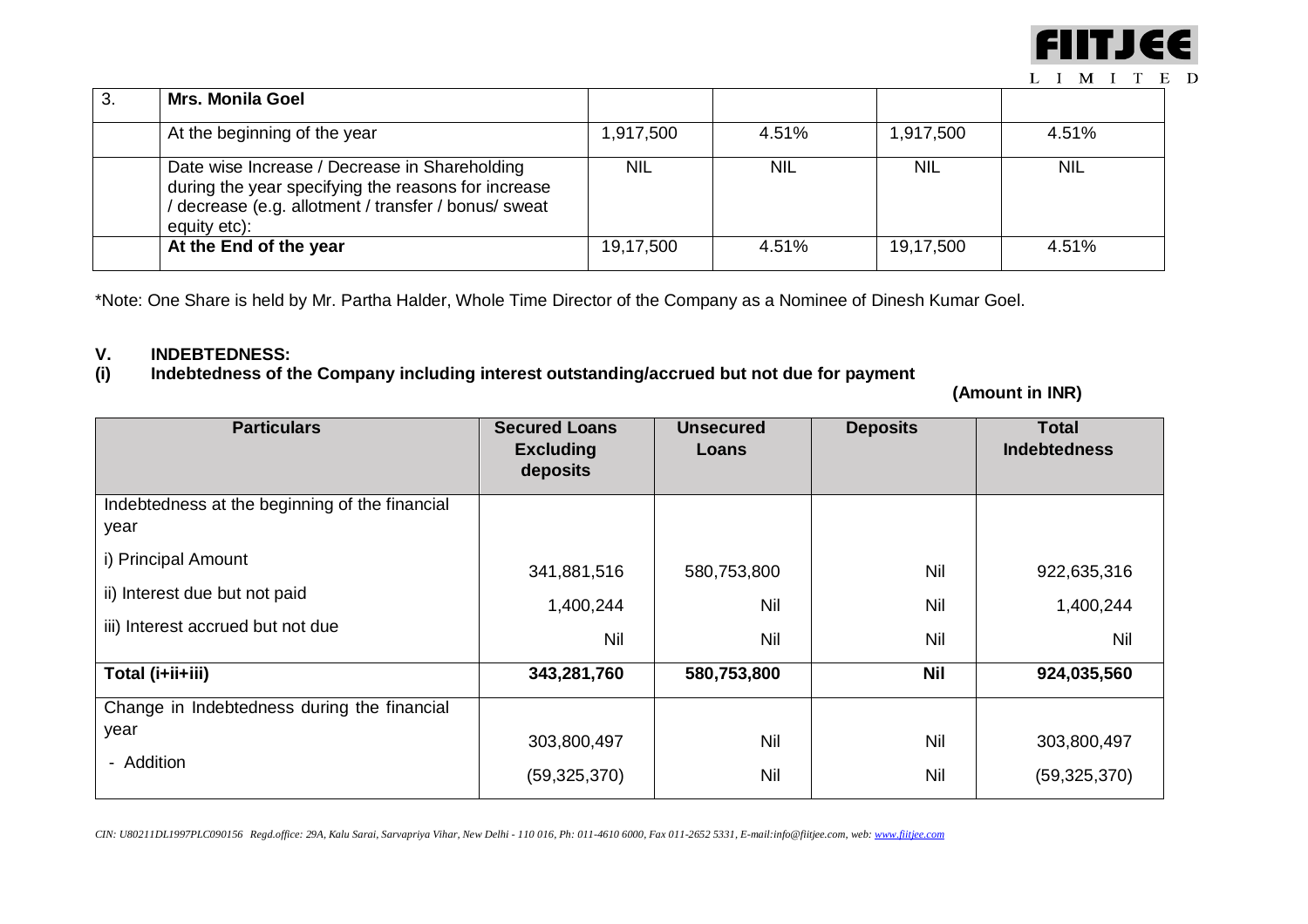| 3. | **Mrs. Monila Goel** | | | | |
|---|---|---|---|---|---|
| | At the beginning of the year | 1,917,500 | 4.51% | 1,917,500 | 4.51% |
| | Date wise Increase / Decrease in Shareholding during the year specifying the reasons for increase / decrease (e.g. allotment / transfer / bonus/ sweat equity etc): | NIL | NIL | NIL | NIL |
| | **At the End of the year** | 19,17,500 | 4.51% | 19,17,500 | 4.51% |

*Note: One Share is held by Mr. Partha Halder, Whole Time Director of the Company as a Nominee of Dinesh Kumar Goel.

## V. INDEBTEDNESS:

### (i) Indebtedness of the Company including interest outstanding/accrued but not due for payment

**(Amount in INR)**

| Particulars | Secured Loans Excluding deposits | Unsecured Loans | Deposits | Total Indebtedness |
|---|---|---|---|---|
| Indebtedness at the beginning of the financial year | | | | |
| i) Principal Amount | 341,881,516 | 580,753,800 | Nil | 922,635,316 |
| ii) Interest due but not paid | 1,400,244 | Nil | Nil | 1,400,244 |
| iii) Interest accrued but not due | Nil | Nil | Nil | Nil |
| **Total (i+ii+iii)** | **343,281,760** | **580,753,800** | **Nil** | **924,035,560** |
| Change in Indebtedness during the financial year | | | | |
| - Addition | 303,800,497 | Nil | Nil | 303,800,497 |
| | (59,325,370) | Nil | Nil | (59,325,370) |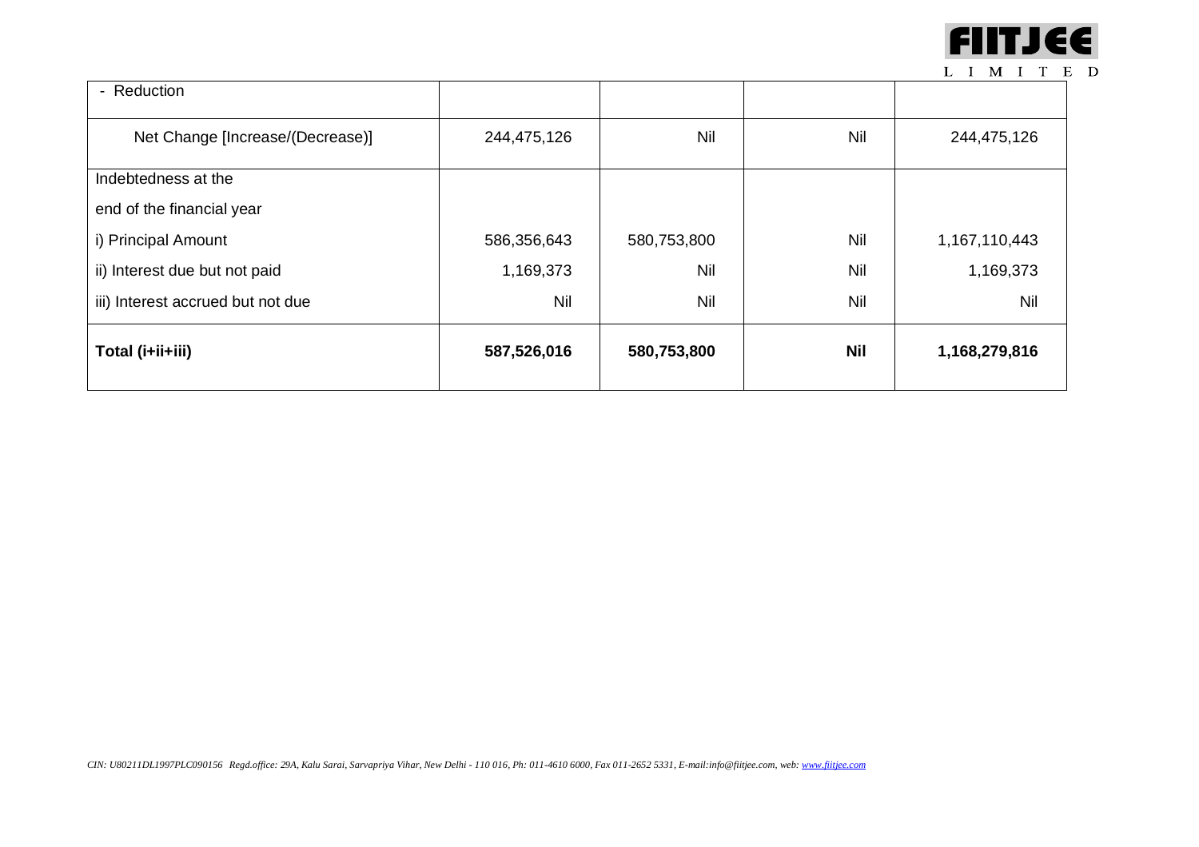| | | | | |
|---|---|---|---|---|
| - Reduction | | | | |
| Net Change [Increase/(Decrease)] | 244,475,126 | Nil | Nil | 244,475,126 |
| Indebtedness at the end of the financial year | | | | |
| i) Principal Amount | 586,356,643 | 580,753,800 | Nil | 1,167,110,443 |
| ii) Interest due but not paid | 1,169,373 | Nil | Nil | 1,169,373 |
| iii) Interest accrued but not due | Nil | Nil | Nil | Nil |
| **Total (i+ii+iii)** | **587,526,016** | **580,753,800** | **Nil** | **1,168,279,816** |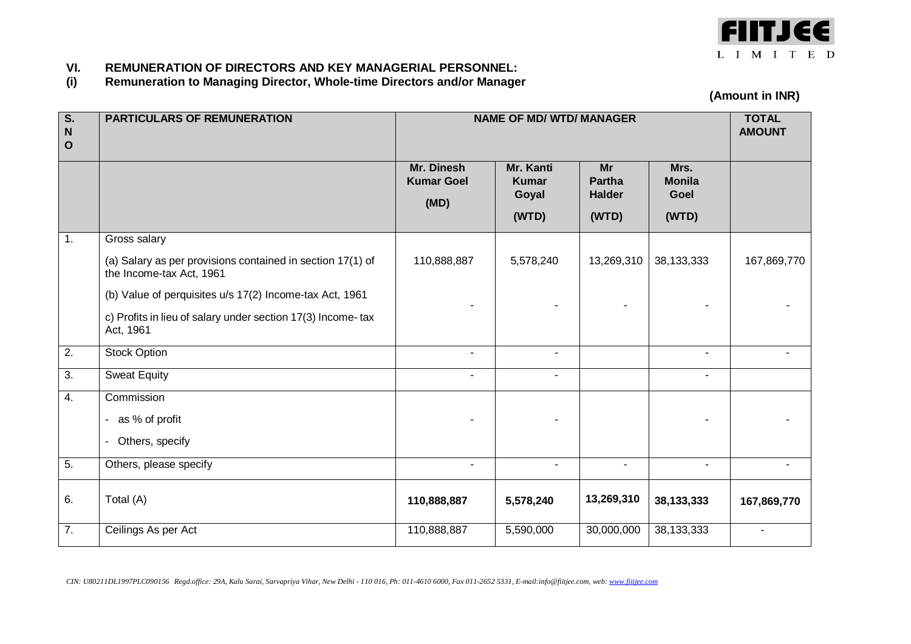## VI. REMUNERATION OF DIRECTORS AND KEY MANAGERIAL PERSONNEL:

### (i) Remuneration to Managing Director, Whole-time Directors and/or Manager

**(Amount in INR)**

| S. NO | PARTICULARS OF REMUNERATION | NAME OF MD/ WTD/ MANAGER | | | | TOTAL AMOUNT |
|---|---|---|---|---|---|---|
| | | Mr. Dinesh Kumar Goel (MD) | Mr. Kanti Kumar Goyal (WTD) | Mr Partha Halder (WTD) | Mrs. Monila Goel (WTD) | |
| 1. | Gross salary<br>(a) Salary as per provisions contained in section 17(1) of the Income-tax Act, 1961 | 110,888,887 | 5,578,240 | 13,269,310 | 38,133,333 | 167,869,770 |
| | (b) Value of perquisites u/s 17(2) Income-tax Act, 1961<br>c) Profits in lieu of salary under section 17(3) Income- tax Act, 1961 | - | - | - | - | - |
| 2. | Stock Option | - | - | | - | - |
| 3. | Sweat Equity | - | - | | - | |
| 4. | Commission<br>- as % of profit<br>- Others, specify | - | - | | - | - |
| 5. | Others, please specify | - | - | - | - | - |
| 6. | Total (A) | **110,888,887** | **5,578,240** | **13,269,310** | **38,133,333** | **167,869,770** |
| 7. | Ceilings As per Act | 110,888,887 | 5,590,000 | 30,000,000 | 38,133,333 | - |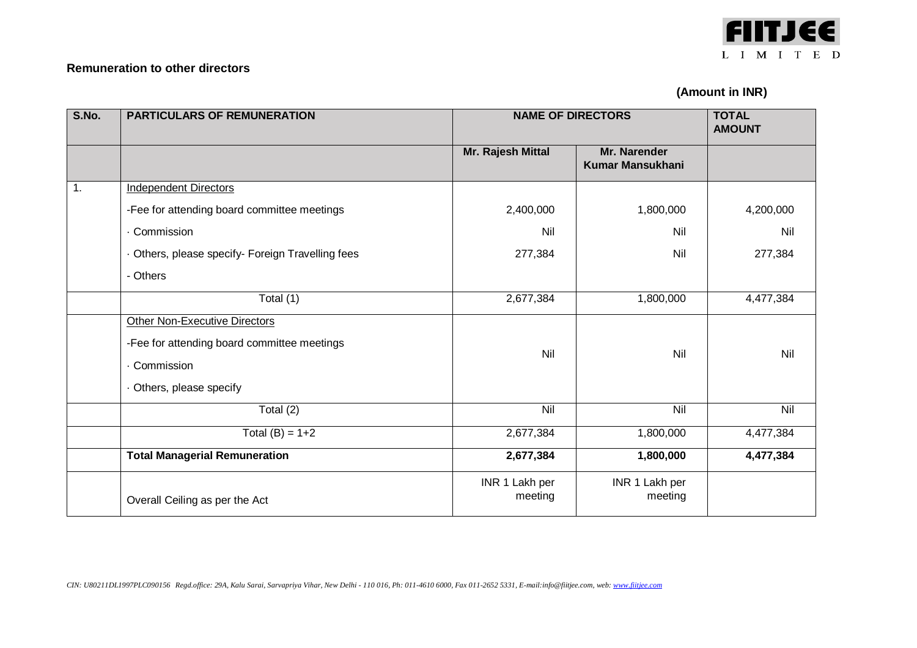## Remuneration to other directors

**(Amount in INR)**

| S.No. | PARTICULARS OF REMUNERATION | NAME OF DIRECTORS | | TOTAL AMOUNT |
|---|---|---|---|---|
| | | Mr. Rajesh Mittal | Mr. Narender Kumar Mansukhani | |
| 1. | Independent Directors | | | |
| | -Fee for attending board committee meetings | 2,400,000 | 1,800,000 | 4,200,000 |
| | · Commission | Nil | Nil | Nil |
| | · Others, please specify- Foreign Travelling fees | 277,384 | Nil | 277,384 |
| | - Others | | | |
| | Total (1) | 2,677,384 | 1,800,000 | 4,477,384 |
| | Other Non-Executive Directors<br>-Fee for attending board committee meetings<br>· Commission<br>· Others, please specify | Nil | Nil | Nil |
| | Total (2) | Nil | Nil | Nil |
| | Total (B) = 1+2 | 2,677,384 | 1,800,000 | 4,477,384 |
| | **Total Managerial Remuneration** | **2,677,384** | **1,800,000** | **4,477,384** |
| | Overall Ceiling as per the Act | INR 1 Lakh per meeting | INR 1 Lakh per meeting | |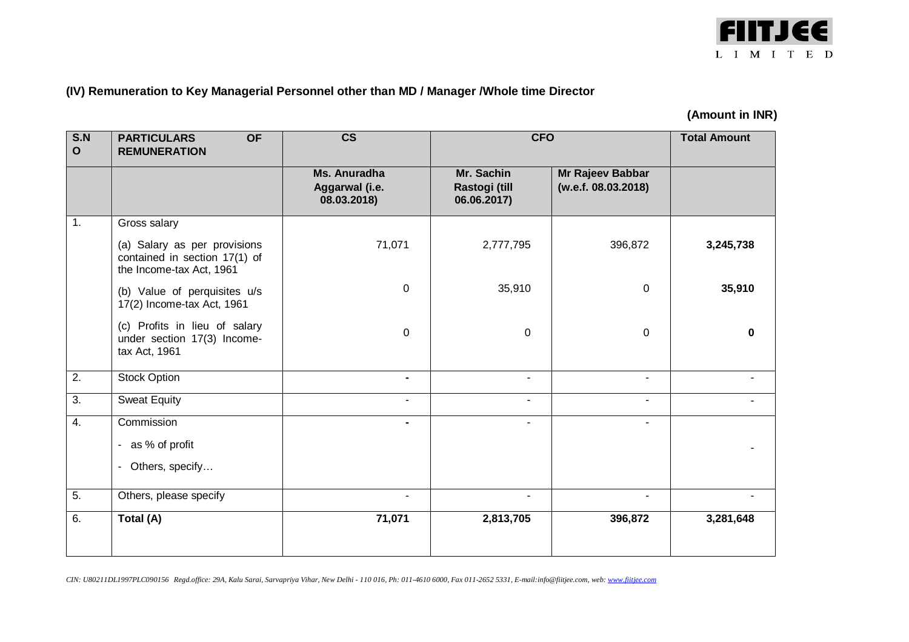**(IV) Remuneration to Key Managerial Personnel other than MD / Manager /Whole time Director**

**(Amount in INR)**

| S.NO | PARTICULARS OF REMUNERATION | CS | CFO | | Total Amount |
|---|---|---|---|---|---|
| | | Ms. Anuradha Aggarwal (i.e. 08.03.2018) | Mr. Sachin Rastogi (till 06.06.2017) | Mr Rajeev Babbar (w.e.f. 08.03.2018) | |
| 1. | Gross salary | | | | |
| | (a) Salary as per provisions contained in section 17(1) of the Income-tax Act, 1961 | 71,071 | 2,777,795 | 396,872 | **3,245,738** |
| | (b) Value of perquisites u/s 17(2) Income-tax Act, 1961 | 0 | 35,910 | 0 | **35,910** |
| | (c) Profits in lieu of salary under section 17(3) Income-tax Act, 1961 | 0 | 0 | 0 | **0** |
| 2. | Stock Option | - | - | - | - |
| 3. | Sweat Equity | - | - | - | - |
| 4. | Commission<br>- as % of profit<br>- Others, specify… | - | - | - | - |
| 5. | Others, please specify | - | - | - | - |
| 6. | **Total (A)** | **71,071** | **2,813,705** | **396,872** | **3,281,648** |

*CIN: U80211DL1997PLC090156 Regd.office: 29A, Kalu Sarai, Sarvapriya Vihar, New Delhi - 110 016, Ph: 011-4610 6000, Fax 011-2652 5331, E-mail:info@fiitjee.com, web: www.fiitjee.com*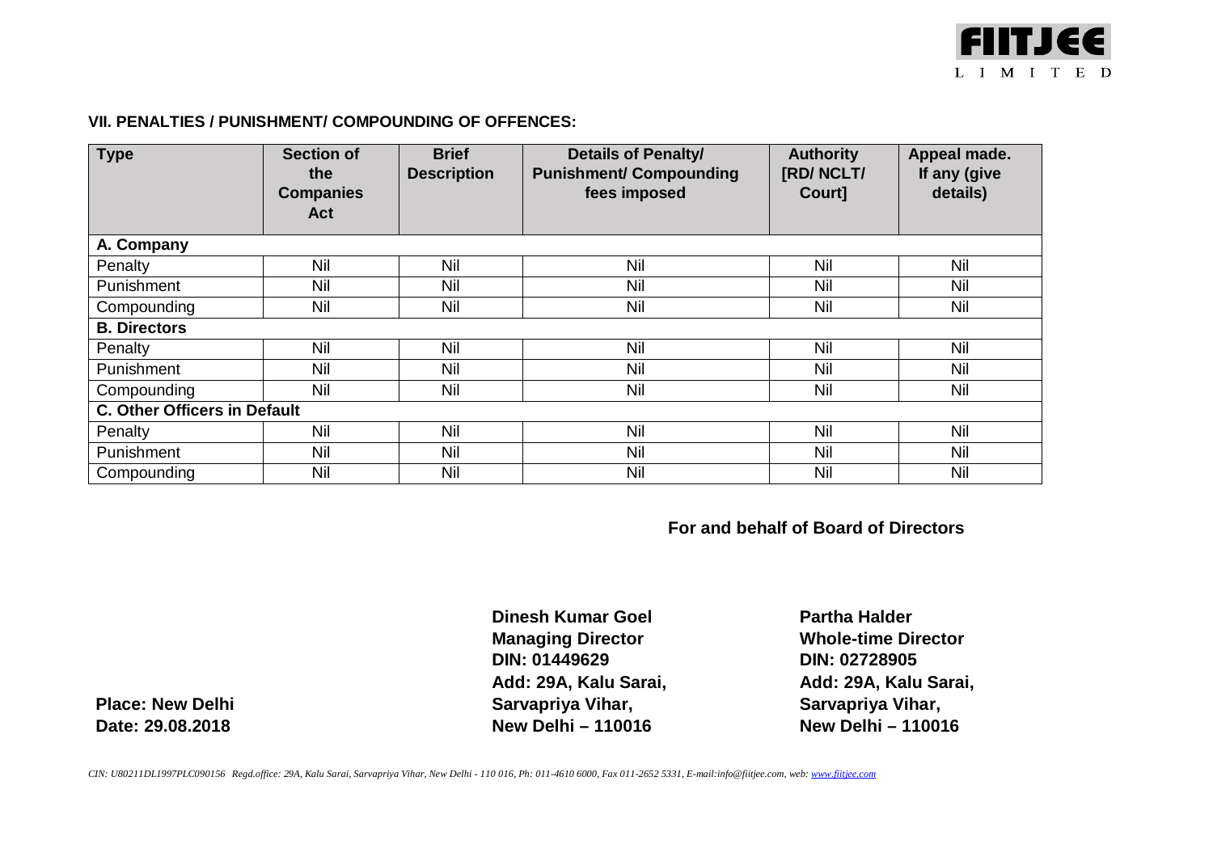### VII. PENALTIES / PUNISHMENT/ COMPOUNDING OF OFFENCES:

| Type | Section of the Companies Act | Brief Description | Details of Penalty/ Punishment/ Compounding fees imposed | Authority [RD/ NCLT/ Court] | Appeal made. If any (give details) |
|---|---|---|---|---|---|
| **A. Company** | | | | | |
| Penalty | Nil | Nil | Nil | Nil | Nil |
| Punishment | Nil | Nil | Nil | Nil | Nil |
| Compounding | Nil | Nil | Nil | Nil | Nil |
| **B. Directors** | | | | | |
| Penalty | Nil | Nil | Nil | Nil | Nil |
| Punishment | Nil | Nil | Nil | Nil | Nil |
| Compounding | Nil | Nil | Nil | Nil | Nil |
| **C. Other Officers in Default** | | | | | |
| Penalty | Nil | Nil | Nil | Nil | Nil |
| Punishment | Nil | Nil | Nil | Nil | Nil |
| Compounding | Nil | Nil | Nil | Nil | Nil |

**For and behalf of Board of Directors**

**Dinesh Kumar Goel**
**Managing Director**
**DIN: 01449629**
**Add: 29A, Kalu Sarai,**
**Sarvapriya Vihar,**
**New Delhi – 110016**

**Partha Halder**
**Whole-time Director**
**DIN: 02728905**
**Add: 29A, Kalu Sarai,**
**Sarvapriya Vihar,**
**New Delhi – 110016**

**Place: New Delhi**
**Date: 29.08.2018**

*CIN: U80211DL1997PLC090156 Regd.office: 29A, Kalu Sarai, Sarvapriya Vihar, New Delhi - 110 016, Ph: 011-4610 6000, Fax 011-2652 5331, E-mail:info@fiitjee.com, web: www.fiitjee.com*